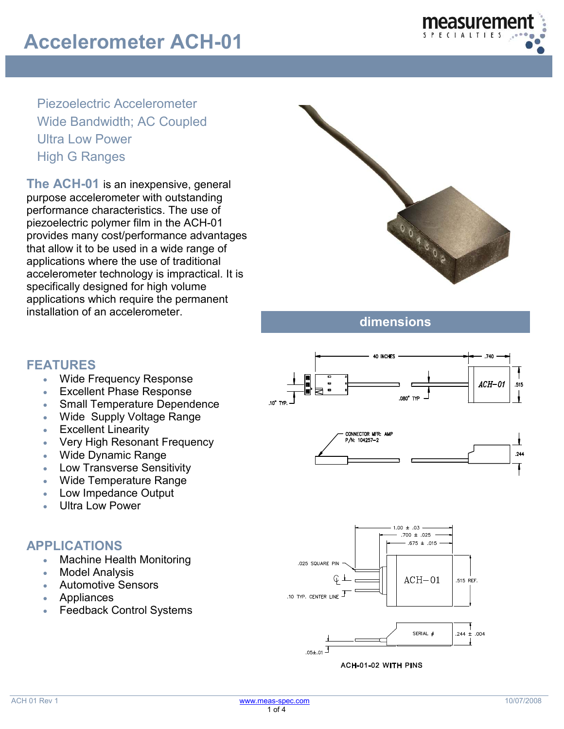# Accelerometer ACH-01

Piezoelectric Accelerometer
Wide Bandwidth; AC Coupled
Ultra Low Power
High G Ranges

**The ACH-01** is an inexpensive, general purpose accelerometer with outstanding performance characteristics. The use of piezoelectric polymer film in the ACH-01 provides many cost/performance advantages that allow it to be used in a wide range of applications where the use of traditional accelerometer technology is impractical. It is specifically designed for high volume applications which require the permanent installation of an accelerometer.

## FEATURES

- Wide Frequency Response
- Excellent Phase Response
- Small Temperature Dependence
- Wide Supply Voltage Range
- Excellent Linearity
- Very High Resonant Frequency
- Wide Dynamic Range
- Low Transverse Sensitivity
- Wide Temperature Range
- Low Impedance Output
- Ultra Low Power

## APPLICATIONS

- Machine Health Monitoring
- Model Analysis
- Automotive Sensors
- Appliances
- Feedback Control Systems

## dimensions

40 INCHES
.740
ACH-01
.515
.10" TYP.
.080" TYP
CONNECTOR MFR: AMP
P/N: 104257-2
.244

1.00 ± .03
.700 ± .025
.675 ± .015
.025 SQUARE PIN
ACH-01
.515 REF.
.10 TYP. CENTER LINE
SERIAL #
.244 ± .004
.05±.01

ACH-01-02 WITH PINS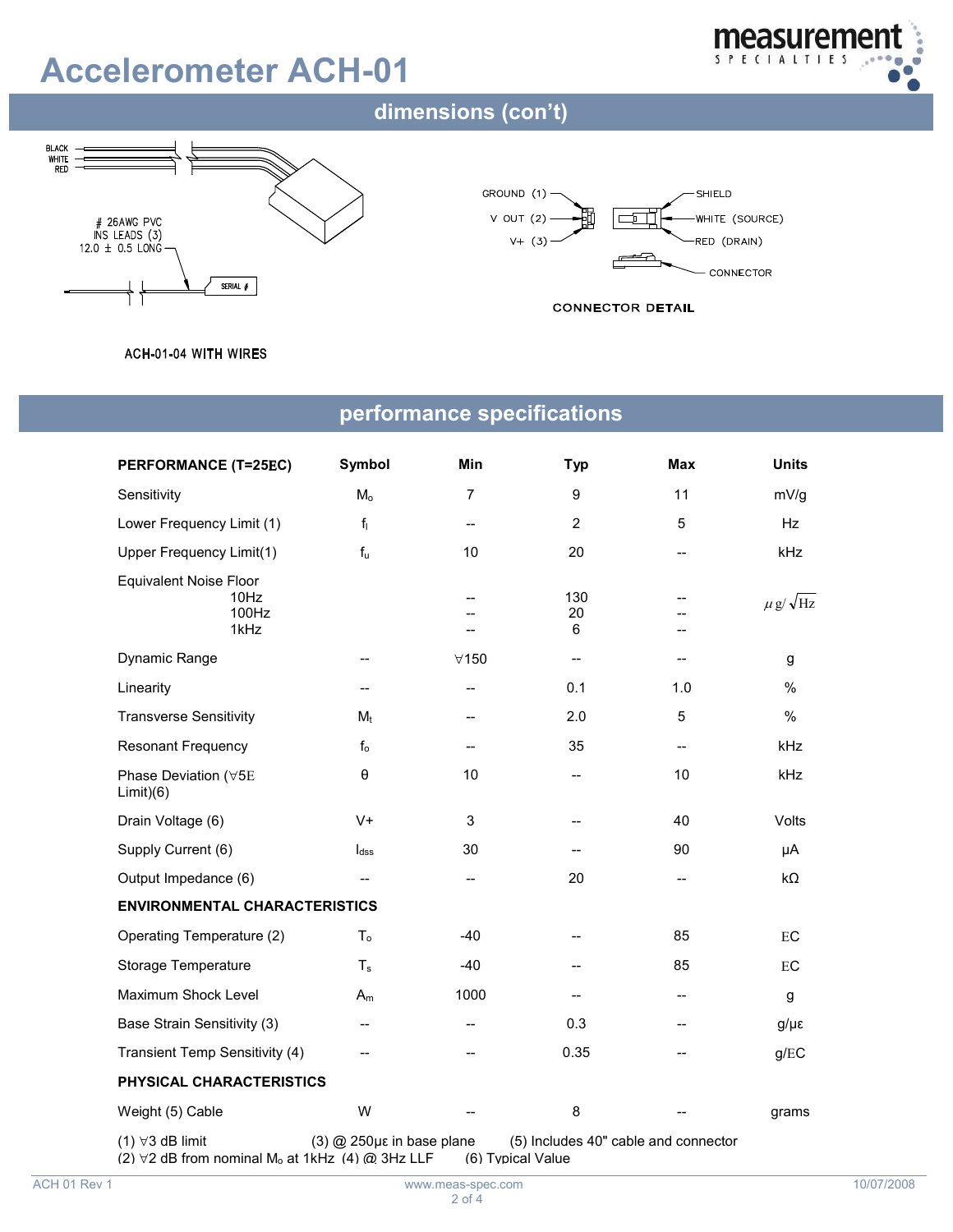# Accelerometer ACH-01

## dimensions (con't)

BLACK
WHITE
RED

# 26AWG PVC
INS LEADS (3)
12.0 ± 0.5 LONG

SERIAL #

ACH-01-04 WITH WIRES

GROUND (1)
V OUT (2)
V+ (3)

SHIELD
WHITE (SOURCE)
RED (DRAIN)
CONNECTOR

CONNECTOR DETAIL

## performance specifications

| PERFORMANCE (T=25EC) | Symbol | Min | Typ | Max | Units |
|---|---|---|---|---|---|
| Sensitivity | $M_o$ | 7 | 9 | 11 | mV/g |
| Lower Frequency Limit (1) | $f_l$ | -- | 2 | 5 | Hz |
| Upper Frequency Limit(1) | $f_u$ | 10 | 20 | -- | kHz |
| Equivalent Noise Floor<br>10Hz<br>100Hz<br>1kHz | | <br>--<br>--<br>-- | <br>130<br>20<br>6 | <br>--<br>--<br>-- | $\mu g/\sqrt{Hz}$ |
| Dynamic Range | -- | ∀150 | -- | -- | g |
| Linearity | -- | -- | 0.1 | 1.0 | % |
| Transverse Sensitivity | $M_t$ | -- | 2.0 | 5 | % |
| Resonant Frequency | $f_o$ | -- | 35 | -- | kHz |
| Phase Deviation (∀5E Limit)(6) | θ | 10 | -- | 10 | kHz |
| Drain Voltage (6) | V+ | 3 | -- | 40 | Volts |
| Supply Current (6) | $I_{dss}$ | 30 | -- | 90 | μA |
| Output Impedance (6) | -- | -- | 20 | -- | kΩ |
| **ENVIRONMENTAL CHARACTERISTICS** | | | | | |
| Operating Temperature (2) | $T_o$ | -40 | -- | 85 | EC |
| Storage Temperature | $T_s$ | -40 | -- | 85 | EC |
| Maximum Shock Level | $A_m$ | 1000 | -- | -- | g |
| Base Strain Sensitivity (3) | -- | -- | 0.3 | -- | g/με |
| Transient Temp Sensitivity (4) | -- | -- | 0.35 | -- | g/EC |
| **PHYSICAL CHARACTERISTICS** | | | | | |
| Weight (5) Cable | W | -- | 8 | -- | grams |

(1) ∀3 dB limit
(2) ∀2 dB from nominal $M_o$ at 1kHz
(3) @ 250με in base plane
(4) @ 3Hz LLF
(5) Includes 40" cable and connector
(6) Typical Value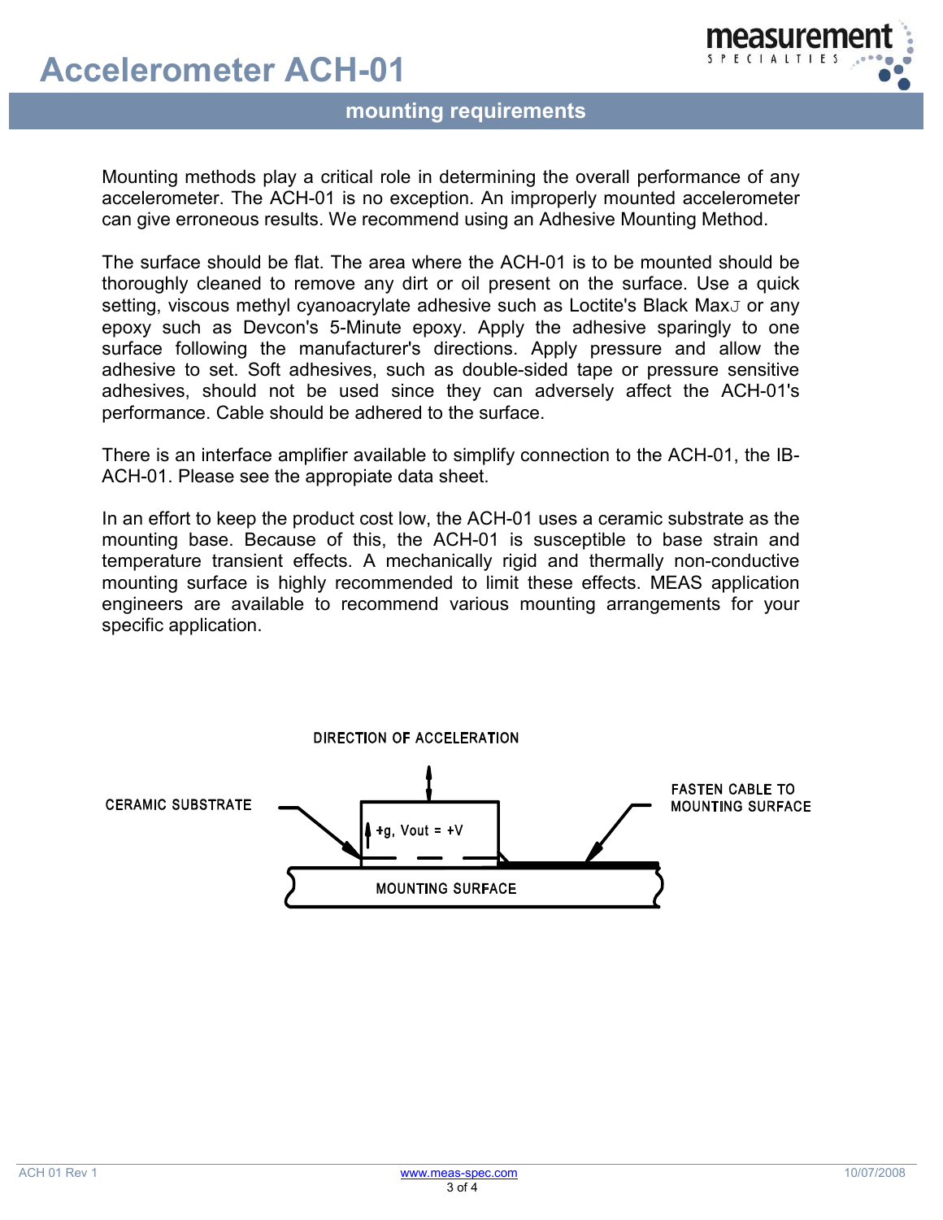## mounting requirements

Mounting methods play a critical role in determining the overall performance of any accelerometer. The ACH-01 is no exception. An improperly mounted accelerometer can give erroneous results. We recommend using an Adhesive Mounting Method.

The surface should be flat. The area where the ACH-01 is to be mounted should be thoroughly cleaned to remove any dirt or oil present on the surface. Use a quick setting, viscous methyl cyanoacrylate adhesive such as Loctite's Black MaxJ or any epoxy such as Devcon's 5-Minute epoxy. Apply the adhesive sparingly to one surface following the manufacturer's directions. Apply pressure and allow the adhesive to set. Soft adhesives, such as double-sided tape or pressure sensitive adhesives, should not be used since they can adversely affect the ACH-01's performance. Cable should be adhered to the surface.

There is an interface amplifier available to simplify connection to the ACH-01, the IB-ACH-01. Please see the appropiate data sheet.

In an effort to keep the product cost low, the ACH-01 uses a ceramic substrate as the mounting base. Because of this, the ACH-01 is susceptible to base strain and temperature transient effects. A mechanically rigid and thermally non-conductive mounting surface is highly recommended to limit these effects. MEAS application engineers are available to recommend various mounting arrangements for your specific application.

DIRECTION OF ACCELERATION

CERAMIC SUBSTRATE

+g, Vout = +V

FASTEN CABLE TO MOUNTING SURFACE

MOUNTING SURFACE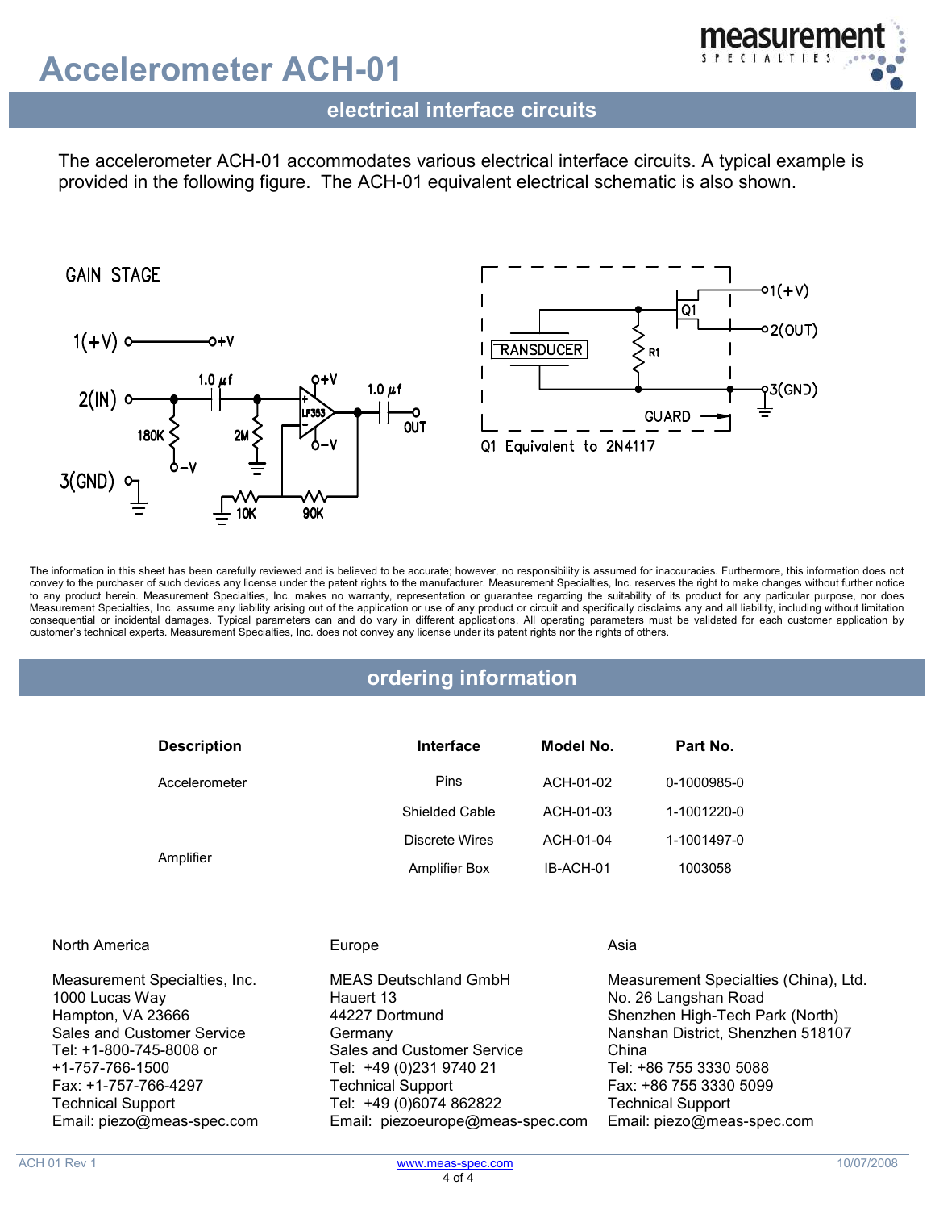# Accelerometer ACH-01

## electrical interface circuits

The accelerometer ACH-01 accommodates various electrical interface circuits. A typical example is provided in the following figure. The ACH-01 equivalent electrical schematic is also shown.

GAIN STAGE

1(+V)
+V
2(IN)
1.0 µf
+V
LF353
1.0 µf
OUT
180K
2M
-V
-V
3(GND)
10K
90K

1(+V)
Q1
2(OUT)
TRANSDUCER
R1
3(GND)
GUARD
Q1 Equivalent to 2N4117

The information in this sheet has been carefully reviewed and is believed to be accurate; however, no responsibility is assumed for inaccuracies. Furthermore, this information does not convey to the purchaser of such devices any license under the patent rights to the manufacturer. Measurement Specialties, Inc. reserves the right to make changes without further notice to any product herein. Measurement Specialties, Inc. makes no warranty, representation or guarantee regarding the suitability of its product for any particular purpose, nor does Measurement Specialties, Inc. assume any liability arising out of the application or use of any product or circuit and specifically disclaims any and all liability, including without limitation consequential or incidental damages. Typical parameters can and do vary in different applications. All operating parameters must be validated for each customer application by customer's technical experts. Measurement Specialties, Inc. does not convey any license under its patent rights nor the rights of others.

## ordering information

| Description | Interface | Model No. | Part No. |
|---|---|---|---|
| Accelerometer | Pins | ACH-01-02 | 0-1000985-0 |
| | Shielded Cable | ACH-01-03 | 1-1001220-0 |
| | Discrete Wires | ACH-01-04 | 1-1001497-0 |
| Amplifier | Amplifier Box | IB-ACH-01 | 1003058 |

**North America**

Measurement Specialties, Inc.
1000 Lucas Way
Hampton, VA 23666
Sales and Customer Service
Tel: +1-800-745-8008 or
+1-757-766-1500
Fax: +1-757-766-4297
Technical Support
Email: piezo@meas-spec.com

**Europe**

MEAS Deutschland GmbH
Hauert 13
44227 Dortmund
Germany
Sales and Customer Service
Tel: +49 (0)231 9740 21
Technical Support
Tel: +49 (0)6074 862822
Email: piezoeurope@meas-spec.com

**Asia**

Measurement Specialties (China), Ltd.
No. 26 Langshan Road
Shenzhen High-Tech Park (North)
Nanshan District, Shenzhen 518107
China
Tel: +86 755 3330 5088
Fax: +86 755 3330 5099
Technical Support
Email: piezo@meas-spec.com

ACH 01 Rev 1 www.meas-spec.com 10/07/2008